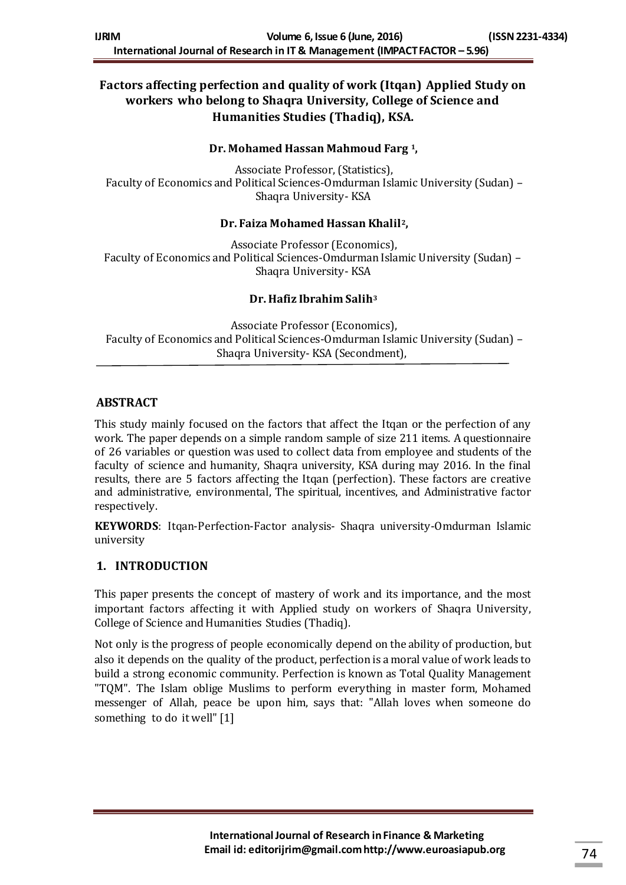# Factors affecting perfection and quality of work (Itqan) Applied Study on workers who belong to Shaqra University, College of Science and Humanities Studies (Thadiq), KSA.

**Dr. Mohamed Hassan Mahmoud Farg [1],**

Associate Professor, (Statistics), Faculty of Economics and Political Sciences-Omdurman Islamic University (Sudan) – Shaqra University- KSA

**Dr. Faiza Mohamed Hassan Khalil[2],**

Associate Professor (Economics), Faculty of Economics and Political Sciences-Omdurman Islamic University (Sudan) – Shaqra University- KSA

**Dr. Hafiz Ibrahim Salih[3]**

Associate Professor (Economics), Faculty of Economics and Political Sciences-Omdurman Islamic University (Sudan) – Shaqra University- KSA (Secondment),

## ABSTRACT

This study mainly focused on the factors that affect the Itqan or the perfection of any work. The paper depends on a simple random sample of size 211 items. A questionnaire of 26 variables or question was used to collect data from employee and students of the faculty of science and humanity, Shaqra university, KSA during may 2016. In the final results, there are 5 factors affecting the Itqan (perfection). These factors are creative and administrative, environmental, The spiritual, incentives, and Administrative factor respectively.

**KEYWORDS**: Itqan-Perfection-Factor analysis- Shaqra university-Omdurman Islamic university

## 1. INTRODUCTION

This paper presents the concept of mastery of work and its importance, and the most important factors affecting it with Applied study on workers of Shaqra University, College of Science and Humanities Studies (Thadiq).

Not only is the progress of people economically depend on the ability of production, but also it depends on the quality of the product, perfection is a moral value of work leads to build a strong economic community. Perfection is known as Total Quality Management "TQM". The Islam oblige Muslims to perform everything in master form, Mohamed messenger of Allah, peace be upon him, says that: "Allah loves when someone do something to do it well" [1]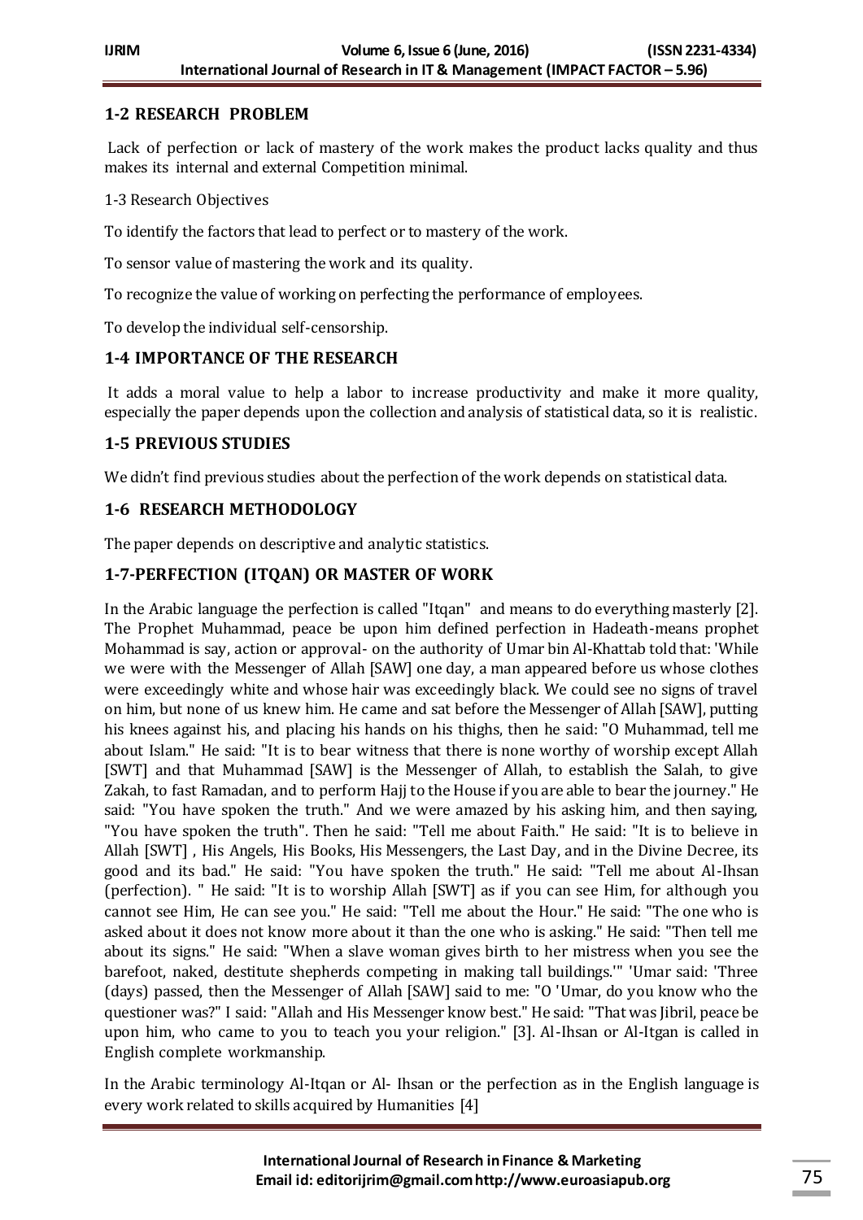## 1-2 RESEARCH PROBLEM

Lack of perfection or lack of mastery of the work makes the product lacks quality and thus makes its internal and external Competition minimal.

1-3 Research Objectives

To identify the factors that lead to perfect or to mastery of the work.

To sensor value of mastering the work and its quality.

To recognize the value of working on perfecting the performance of employees.

To develop the individual self-censorship.

## 1-4 IMPORTANCE OF THE RESEARCH

It adds a moral value to help a labor to increase productivity and make it more quality, especially the paper depends upon the collection and analysis of statistical data, so it is realistic.

## 1-5 PREVIOUS STUDIES

We didn't find previous studies about the perfection of the work depends on statistical data.

## 1-6 RESEARCH METHODOLOGY

The paper depends on descriptive and analytic statistics.

## 1-7-PERFECTION (ITQAN) OR MASTER OF WORK

In the Arabic language the perfection is called "Itqan" and means to do everything masterly [2]. The Prophet Muhammad, peace be upon him defined perfection in Hadeath-means prophet Mohammad is say, action or approval- on the authority of Umar bin Al-Khattab told that: 'While we were with the Messenger of Allah [SAW] one day, a man appeared before us whose clothes were exceedingly white and whose hair was exceedingly black. We could see no signs of travel on him, but none of us knew him. He came and sat before the Messenger of Allah [SAW], putting his knees against his, and placing his hands on his thighs, then he said: "O Muhammad, tell me about Islam." He said: "It is to bear witness that there is none worthy of worship except Allah [SWT] and that Muhammad [SAW] is the Messenger of Allah, to establish the Salah, to give Zakah, to fast Ramadan, and to perform Hajj to the House if you are able to bear the journey." He said: "You have spoken the truth." And we were amazed by his asking him, and then saying, "You have spoken the truth". Then he said: "Tell me about Faith." He said: "It is to believe in Allah [SWT] , His Angels, His Books, His Messengers, the Last Day, and in the Divine Decree, its good and its bad." He said: "You have spoken the truth." He said: "Tell me about Al-Ihsan (perfection). " He said: "It is to worship Allah [SWT] as if you can see Him, for although you cannot see Him, He can see you." He said: "Tell me about the Hour." He said: "The one who is asked about it does not know more about it than the one who is asking." He said: "Then tell me about its signs." He said: "When a slave woman gives birth to her mistress when you see the barefoot, naked, destitute shepherds competing in making tall buildings.'" 'Umar said: 'Three (days) passed, then the Messenger of Allah [SAW] said to me: "O 'Umar, do you know who the questioner was?" I said: "Allah and His Messenger know best." He said: "That was Jibril, peace be upon him, who came to you to teach you your religion." [3]. Al-Ihsan or Al-Itgan is called in English complete workmanship.

In the Arabic terminology Al-Itqan or Al- Ihsan or the perfection as in the English language is every work related to skills acquired by Humanities [4]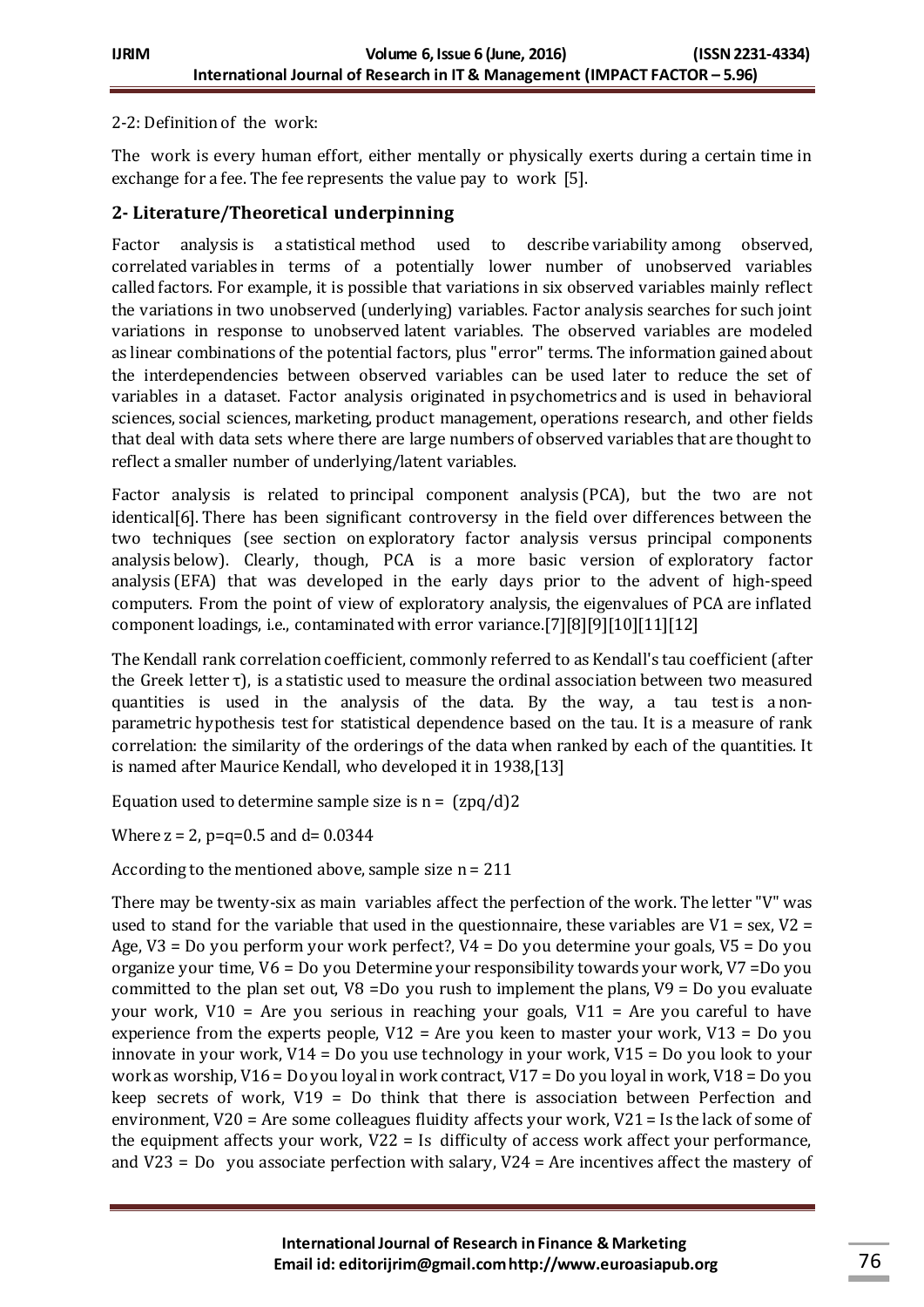2-2: Definition of the work:

The work is every human effort, either mentally or physically exerts during a certain time in exchange for a fee. The fee represents the value pay to work [5].

## 2- Literature/Theoretical underpinning

Factor analysis is a statistical method used to describe variability among observed, correlated variables in terms of a potentially lower number of unobserved variables called factors. For example, it is possible that variations in six observed variables mainly reflect the variations in two unobserved (underlying) variables. Factor analysis searches for such joint variations in response to unobserved latent variables. The observed variables are modeled as linear combinations of the potential factors, plus "error" terms. The information gained about the interdependencies between observed variables can be used later to reduce the set of variables in a dataset. Factor analysis originated in psychometrics and is used in behavioral sciences, social sciences, marketing, product management, operations research, and other fields that deal with data sets where there are large numbers of observed variables that are thought to reflect a smaller number of underlying/latent variables.

Factor analysis is related to principal component analysis (PCA), but the two are not identical[6]. There has been significant controversy in the field over differences between the two techniques (see section on exploratory factor analysis versus principal components analysis below). Clearly, though, PCA is a more basic version of exploratory factor analysis (EFA) that was developed in the early days prior to the advent of high-speed computers. From the point of view of exploratory analysis, the eigenvalues of PCA are inflated component loadings, i.e., contaminated with error variance.[7][8][9][10][11][12]

The Kendall rank correlation coefficient, commonly referred to as Kendall's tau coefficient (after the Greek letter τ), is a statistic used to measure the ordinal association between two measured quantities is used in the analysis of the data. By the way, a tau test is a non-parametric hypothesis test for statistical dependence based on the tau. It is a measure of rank correlation: the similarity of the orderings of the data when ranked by each of the quantities. It is named after Maurice Kendall, who developed it in 1938,[13]

Equation used to determine sample size is $n = (zpq/d)2$

Where $z = 2$, $p=q=0.5$ and $d= 0.0344$

According to the mentioned above, sample size $n = 211$

There may be twenty-six as main variables affect the perfection of the work. The letter "V" was used to stand for the variable that used in the questionnaire, these variables are V1 = sex, V2 = Age, V3 = Do you perform your work perfect?, V4 = Do you determine your goals, V5 = Do you organize your time, V6 = Do you Determine your responsibility towards your work, V7 =Do you committed to the plan set out, V8 =Do you rush to implement the plans, V9 = Do you evaluate your work, V10 = Are you serious in reaching your goals, V11 = Are you careful to have experience from the experts people, V12 = Are you keen to master your work, V13 = Do you innovate in your work, V14 = Do you use technology in your work, V15 = Do you look to your work as worship, V16 = Do you loyal in work contract, V17 = Do you loyal in work, V18 = Do you keep secrets of work, V19 = Do think that there is association between Perfection and environment, V20 = Are some colleagues fluidity affects your work, V21 = Is the lack of some of the equipment affects your work, V22 = Is difficulty of access work affect your performance, and V23 = Do you associate perfection with salary, V24 = Are incentives affect the mastery of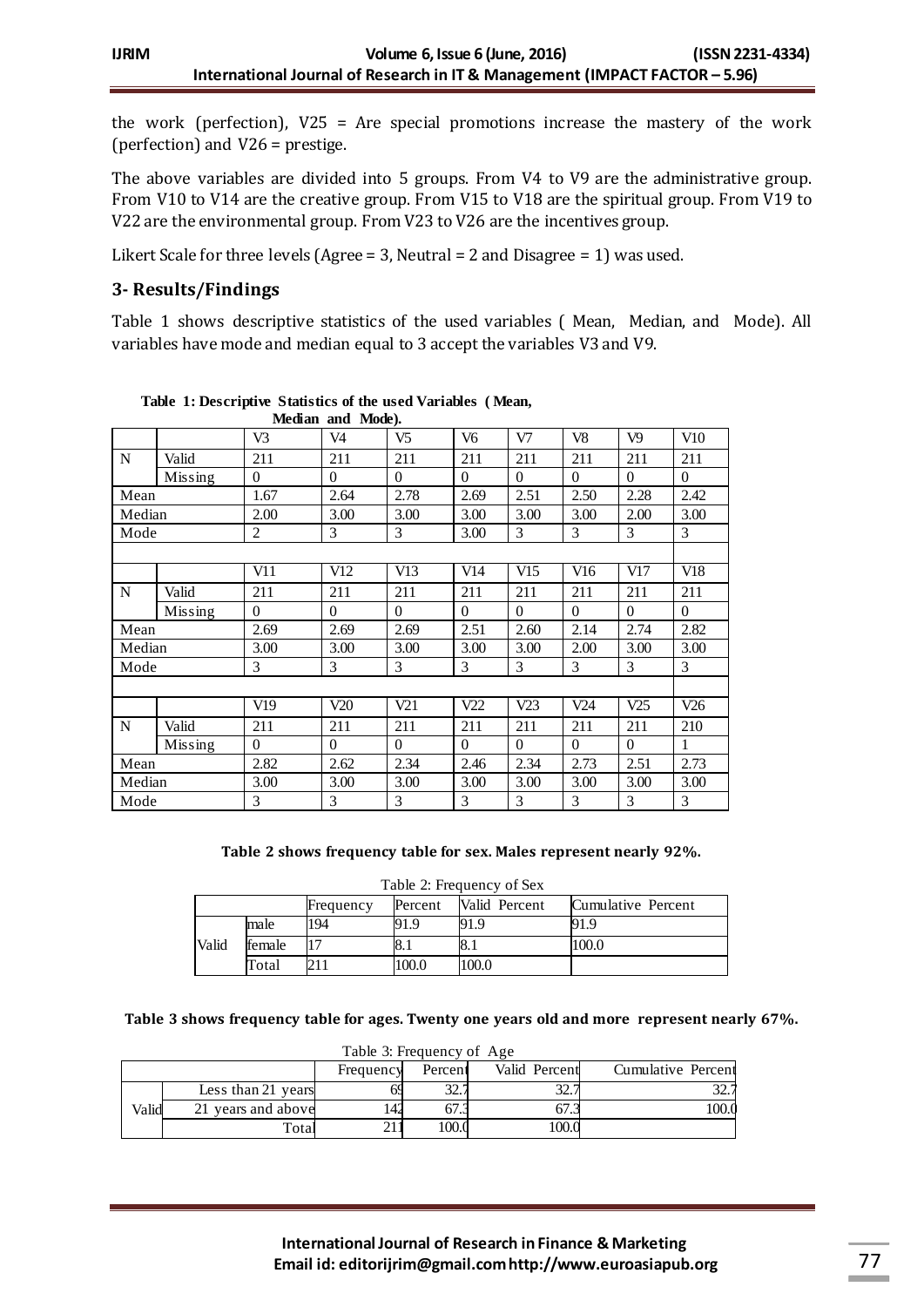the work (perfection), V25 = Are special promotions increase the mastery of the work (perfection) and V26 = prestige.

The above variables are divided into 5 groups. From V4 to V9 are the administrative group. From V10 to V14 are the creative group. From V15 to V18 are the spiritual group. From V19 to V22 are the environmental group. From V23 to V26 are the incentives group.

Likert Scale for three levels (Agree = 3, Neutral = 2 and Disagree = 1) was used.

## 3- Results/Findings

Table 1 shows descriptive statistics of the used variables ( Mean, Median, and Mode). All variables have mode and median equal to 3 accept the variables V3 and V9.

**Table 1: Descriptive Statistics of the used Variables ( Mean, Median and Mode).**

| | | V3 | V4 | V5 | V6 | V7 | V8 | V9 | V10 |
|---|---|---|---|---|---|---|---|---|---|
| N | Valid | 211 | 211 | 211 | 211 | 211 | 211 | 211 | 211 |
| | Missing | 0 | 0 | 0 | 0 | 0 | 0 | 0 | 0 |
| Mean | | 1.67 | 2.64 | 2.78 | 2.69 | 2.51 | 2.50 | 2.28 | 2.42 |
| Median | | 2.00 | 3.00 | 3.00 | 3.00 | 3.00 | 3.00 | 2.00 | 3.00 |
| Mode | | 2 | 3 | 3 | 3.00 | 3 | 3 | 3 | 3 |
| | | V11 | V12 | V13 | V14 | V15 | V16 | V17 | V18 |
| N | Valid | 211 | 211 | 211 | 211 | 211 | 211 | 211 | 211 |
| | Missing | 0 | 0 | 0 | 0 | 0 | 0 | 0 | 0 |
| Mean | | 2.69 | 2.69 | 2.69 | 2.51 | 2.60 | 2.14 | 2.74 | 2.82 |
| Median | | 3.00 | 3.00 | 3.00 | 3.00 | 3.00 | 2.00 | 3.00 | 3.00 |
| Mode | | 3 | 3 | 3 | 3 | 3 | 3 | 3 | 3 |
| | | V19 | V20 | V21 | V22 | V23 | V24 | V25 | V26 |
| N | Valid | 211 | 211 | 211 | 211 | 211 | 211 | 211 | 210 |
| | Missing | 0 | 0 | 0 | 0 | 0 | 0 | 0 | 1 |
| Mean | | 2.82 | 2.62 | 2.34 | 2.46 | 2.34 | 2.73 | 2.51 | 2.73 |
| Median | | 3.00 | 3.00 | 3.00 | 3.00 | 3.00 | 3.00 | 3.00 | 3.00 |
| Mode | | 3 | 3 | 3 | 3 | 3 | 3 | 3 | 3 |

**Table 2 shows frequency table for sex. Males represent nearly 92%.**

Table 2: Frequency of Sex

| | | Frequency | Percent | Valid Percent | Cumulative Percent |
|---|---|---|---|---|---|
| Valid | male | 194 | 91.9 | 91.9 | 91.9 |
| | female | 17 | 8.1 | 8.1 | 100.0 |
| | Total | 211 | 100.0 | 100.0 | |

**Table 3 shows frequency table for ages. Twenty one years old and more represent nearly 67%.**

Table 3: Frequency of Age

| | | Frequency | Percent | Valid Percent | Cumulative Percent |
|---|---|---|---|---|---|
| Valid | Less than 21 years | 69 | 32.7 | 32.7 | 32.7 |
| | 21 years and above | 142 | 67.3 | 67.3 | 100.0 |
| | Total | 211 | 100.0 | 100.0 | |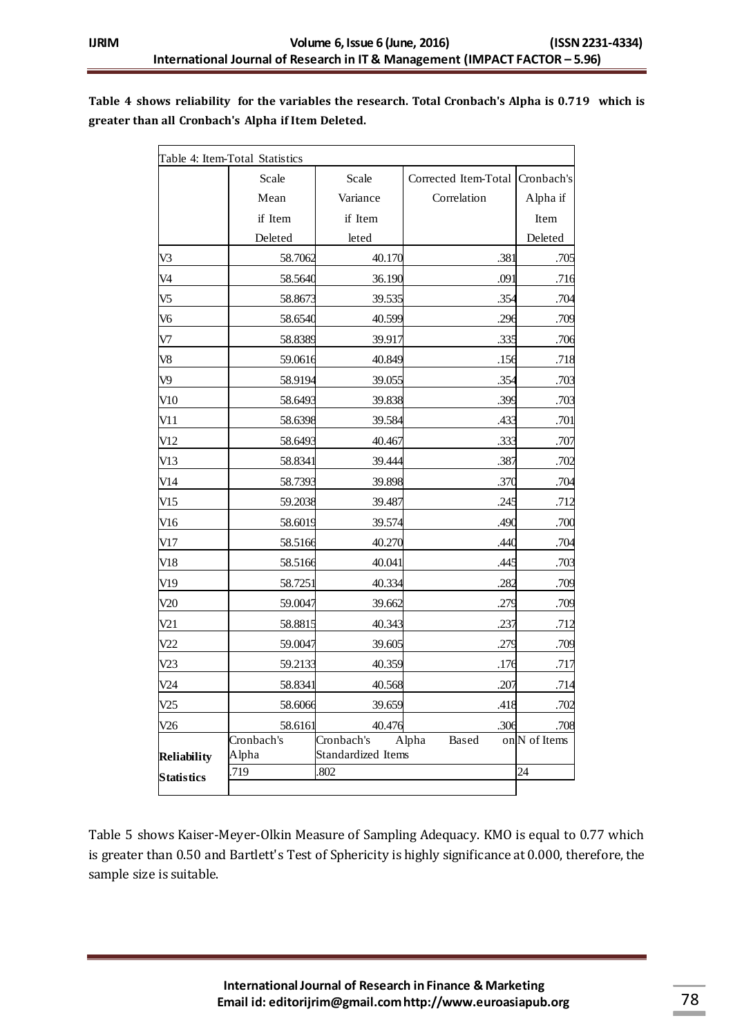**Table 4 shows reliability for the variables the research. Total Cronbach's Alpha is 0.719 which is greater than all Cronbach's Alpha if Item Deleted.**

Table 4: Item-Total Statistics

| | Scale Mean if Item Deleted | Scale Variance if Item leted | Corrected Item-Total Correlation | Cronbach's Alpha if Item Deleted |
|---|---|---|---|---|
| V3 | 58.7062 | 40.170 | .381 | .705 |
| V4 | 58.5640 | 36.190 | .091 | .716 |
| V5 | 58.8673 | 39.535 | .354 | .704 |
| V6 | 58.6540 | 40.599 | .296 | .709 |
| V7 | 58.8389 | 39.917 | .335 | .706 |
| V8 | 59.0616 | 40.849 | .156 | .718 |
| V9 | 58.9194 | 39.055 | .354 | .703 |
| V10 | 58.6493 | 39.838 | .399 | .703 |
| V11 | 58.6398 | 39.584 | .433 | .701 |
| V12 | 58.6493 | 40.467 | .333 | .707 |
| V13 | 58.8341 | 39.444 | .387 | .702 |
| V14 | 58.7393 | 39.898 | .370 | .704 |
| V15 | 59.2038 | 39.487 | .245 | .712 |
| V16 | 58.6019 | 39.574 | .490 | .700 |
| V17 | 58.5166 | 40.270 | .440 | .704 |
| V18 | 58.5166 | 40.041 | .445 | .703 |
| V19 | 58.7251 | 40.334 | .282 | .709 |
| V20 | 59.0047 | 39.662 | .279 | .709 |
| V21 | 58.8815 | 40.343 | .237 | .712 |
| V22 | 59.0047 | 39.605 | .279 | .709 |
| V23 | 59.2133 | 40.359 | .176 | .717 |
| V24 | 58.8341 | 40.568 | .207 | .714 |
| V25 | 58.6066 | 39.659 | .418 | .702 |
| V26 | 58.6161 | 40.476 | .306 | .708 |

| **Reliability Statistics** | Cronbach's Alpha | Cronbach's Alpha Based on Standardized Items | N of Items |
|---|---|---|---|
| | .719 | .802 | 24 |

Table 5 shows Kaiser-Meyer-Olkin Measure of Sampling Adequacy. KMO is equal to 0.77 which is greater than 0.50 and Bartlett's Test of Sphericity is highly significance at 0.000, therefore, the sample size is suitable.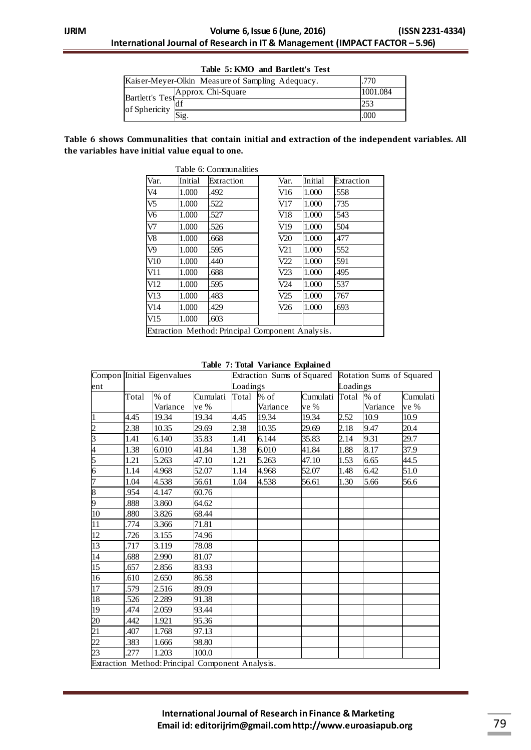**Table 5: KMO and Bartlett's Test**

| | | |
|---|---|---|
| Kaiser-Meyer-Olkin Measure of Sampling Adequacy. | | .770 |
| Bartlett's Test of Sphericity | Approx. Chi-Square | 1001.084 |
| | df | 253 |
| | Sig. | .000 |

**Table 6 shows Communalities that contain initial and extraction of the independent variables. All the variables have initial value equal to one.**

Table 6: Communalities

| Var. | Initial | Extraction | | Var. | Initial | Extraction |
|---|---|---|---|---|---|---|
| V4 | 1.000 | .492 | | V16 | 1.000 | .558 |
| V5 | 1.000 | .522 | | V17 | 1.000 | .735 |
| V6 | 1.000 | .527 | | V18 | 1.000 | .543 |
| V7 | 1.000 | .526 | | V19 | 1.000 | .504 |
| V8 | 1.000 | .668 | | V20 | 1.000 | .477 |
| V9 | 1.000 | .595 | | V21 | 1.000 | .552 |
| V10 | 1.000 | .440 | | V22 | 1.000 | .591 |
| V11 | 1.000 | .688 | | V23 | 1.000 | .495 |
| V12 | 1.000 | .595 | | V24 | 1.000 | .537 |
| V13 | 1.000 | .483 | | V25 | 1.000 | .767 |
| V14 | 1.000 | .429 | | V26 | 1.000 | .693 |
| V15 | 1.000 | .603 | | | | |

Extraction Method: Principal Component Analysis.

**Table 7: Total Variance Explained**

| Component | Initial Eigenvalues | | | Extraction Sums of Squared Loadings | | | Rotation Sums of Squared Loadings | | |
|---|---|---|---|---|---|---|---|---|---|
| | Total | % of Variance | Cumulative % | Total | % of Variance | Cumulative % | Total | % of Variance | Cumulative % |
| 1 | 4.45 | 19.34 | 19.34 | 4.45 | 19.34 | 19.34 | 2.52 | 10.9 | 10.9 |
| 2 | 2.38 | 10.35 | 29.69 | 2.38 | 10.35 | 29.69 | 2.18 | 9.47 | 20.4 |
| 3 | 1.41 | 6.140 | 35.83 | 1.41 | 6.144 | 35.83 | 2.14 | 9.31 | 29.7 |
| 4 | 1.38 | 6.010 | 41.84 | 1.38 | 6.010 | 41.84 | 1.88 | 8.17 | 37.9 |
| 5 | 1.21 | 5.263 | 47.10 | 1.21 | 5.263 | 47.10 | 1.53 | 6.65 | 44.5 |
| 6 | 1.14 | 4.968 | 52.07 | 1.14 | 4.968 | 52.07 | 1.48 | 6.42 | 51.0 |
| 7 | 1.04 | 4.538 | 56.61 | 1.04 | 4.538 | 56.61 | 1.30 | 5.66 | 56.6 |
| 8 | .954 | 4.147 | 60.76 | | | | | | |
| 9 | .888 | 3.860 | 64.62 | | | | | | |
| 10 | .880 | 3.826 | 68.44 | | | | | | |
| 11 | .774 | 3.366 | 71.81 | | | | | | |
| 12 | .726 | 3.155 | 74.96 | | | | | | |
| 13 | .717 | 3.119 | 78.08 | | | | | | |
| 14 | .688 | 2.990 | 81.07 | | | | | | |
| 15 | .657 | 2.856 | 83.93 | | | | | | |
| 16 | .610 | 2.650 | 86.58 | | | | | | |
| 17 | .579 | 2.516 | 89.09 | | | | | | |
| 18 | .526 | 2.289 | 91.38 | | | | | | |
| 19 | .474 | 2.059 | 93.44 | | | | | | |
| 20 | .442 | 1.921 | 95.36 | | | | | | |
| 21 | .407 | 1.768 | 97.13 | | | | | | |
| 22 | .383 | 1.666 | 98.80 | | | | | | |
| 23 | .277 | 1.203 | 100.0 | | | | | | |

Extraction Method: Principal Component Analysis.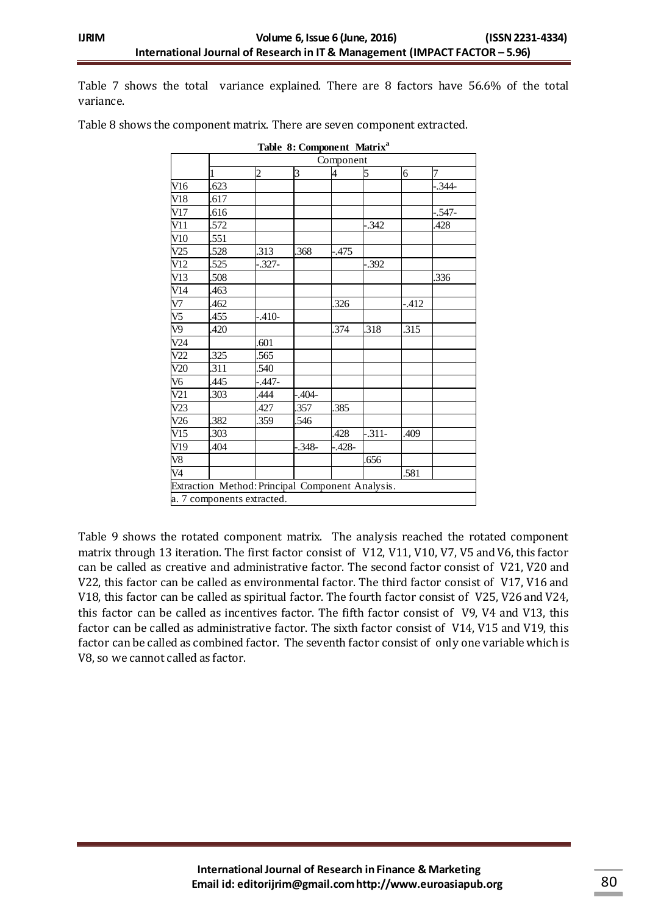Table 7 shows the total variance explained. There are 8 factors have 56.6% of the total variance.

Table 8 shows the component matrix. There are seven component extracted.

**Table 8: Component Matrix[a]**

| | Component | | | | | | |
|---|---|---|---|---|---|---|---|
| | 1 | 2 | 3 | 4 | 5 | 6 | 7 |
| V16 | .623 | | | | | | -.344- |
| V18 | .617 | | | | | | |
| V17 | .616 | | | | | | -.547- |
| V11 | .572 | | | | -.342 | | .428 |
| V10 | .551 | | | | | | |
| V25 | .528 | .313 | .368 | -.475 | | | |
| V12 | .525 | -.327- | | | -.392 | | |
| V13 | .508 | | | | | | .336 |
| V14 | .463 | | | | | | |
| V7 | .462 | | | .326 | | -.412 | |
| V5 | .455 | -.410- | | | | | |
| V9 | .420 | | | .374 | .318 | .315 | |
| V24 | | .601 | | | | | |
| V22 | .325 | .565 | | | | | |
| V20 | .311 | .540 | | | | | |
| V6 | .445 | -.447- | | | | | |
| V21 | .303 | .444 | -.404- | | | | |
| V23 | | .427 | .357 | .385 | | | |
| V26 | .382 | .359 | .546 | | | | |
| V15 | .303 | | | .428 | -.311- | .409 | |
| V19 | .404 | | -.348- | -.428- | | | |
| V8 | | | | | .656 | | |
| V4 | | | | | | .581 | |
| Extraction Method: Principal Component Analysis. | | | | | | | |
| a. 7 components extracted. | | | | | | | |

Table 9 shows the rotated component matrix. The analysis reached the rotated component matrix through 13 iteration. The first factor consist of V12, V11, V10, V7, V5 and V6, this factor can be called as creative and administrative factor. The second factor consist of V21, V20 and V22, this factor can be called as environmental factor. The third factor consist of V17, V16 and V18, this factor can be called as spiritual factor. The fourth factor consist of V25, V26 and V24, this factor can be called as incentives factor. The fifth factor consist of V9, V4 and V13, this factor can be called as administrative factor. The sixth factor consist of V14, V15 and V19, this factor can be called as combined factor. The seventh factor consist of only one variable which is V8, so we cannot called as factor.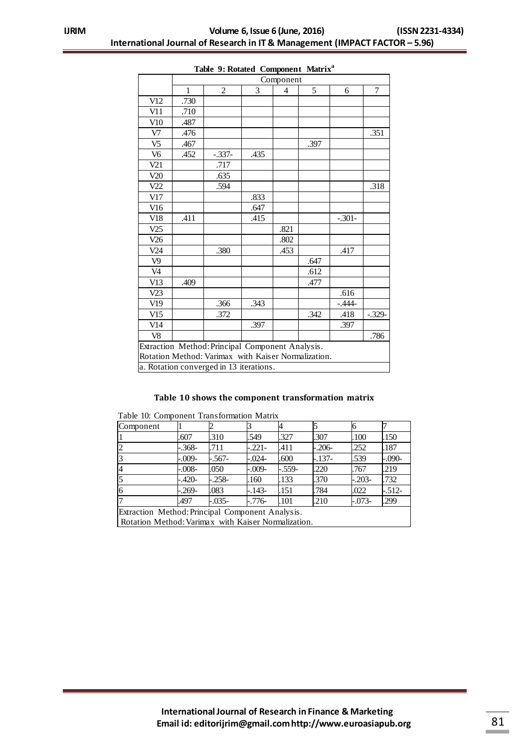**Table 9: Rotated Component Matrix[a]**

| | Component | | | | | | |
|---|---|---|---|---|---|---|---|
| | 1 | 2 | 3 | 4 | 5 | 6 | 7 |
| V12 | .730 | | | | | | |
| V11 | .710 | | | | | | |
| V10 | .487 | | | | | | |
| V7 | .476 | | | | | | .351 |
| V5 | .467 | | | | .397 | | |
| V6 | .452 | -.337- | .435 | | | | |
| V21 | | .717 | | | | | |
| V20 | | .635 | | | | | |
| V22 | | .594 | | | | | .318 |
| V17 | | | .833 | | | | |
| V16 | | | .647 | | | | |
| V18 | .411 | | .415 | | | -.301- | |
| V25 | | | | .821 | | | |
| V26 | | | | .802 | | | |
| V24 | | .380 | | .453 | | .417 | |
| V9 | | | | | .647 | | |
| V4 | | | | | .612 | | |
| V13 | .409 | | | | .477 | | |
| V23 | | | | | | .616 | |
| V19 | | .366 | .343 | | | -.444- | |
| V15 | | .372 | | | .342 | .418 | -.329- |
| V14 | | | .397 | | | .397 | |
| V8 | | | | | | | .786 |

Extraction Method: Principal Component Analysis.
Rotation Method: Varimax with Kaiser Normalization.
a. Rotation converged in 13 iterations.

**Table 10 shows the component transformation matrix**

Table 10: Component Transformation Matrix

| Component | 1 | 2 | 3 | 4 | 5 | 6 | 7 |
|---|---|---|---|---|---|---|---|
| 1 | .607 | .310 | .549 | .327 | .307 | .100 | .150 |
| 2 | -.368- | .711 | -.221- | .411 | -.206- | .252 | .187 |
| 3 | -.009- | -.567- | -.024- | .600 | -.137- | .539 | -.090- |
| 4 | -.008- | .050 | -.009- | -.559- | .220 | .767 | .219 |
| 5 | -.420- | -.258- | .160 | .133 | .370 | -.203- | .732 |
| 6 | -.269- | .083 | -.143- | .151 | .784 | .022 | -.512- |
| 7 | .497 | -.035- | -.776- | .101 | .210 | -.073- | .299 |

Extraction Method: Principal Component Analysis.
Rotation Method: Varimax with Kaiser Normalization.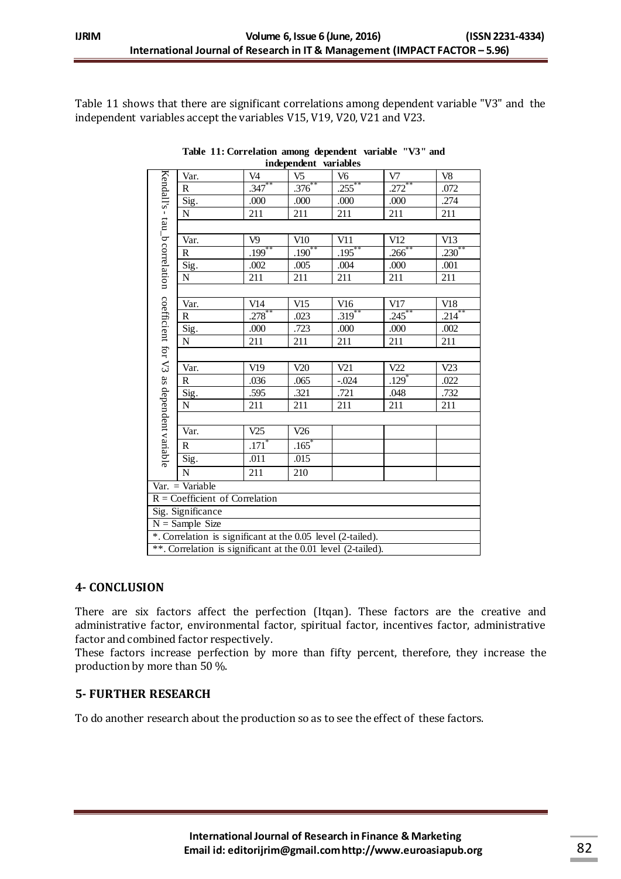Table 11 shows that there are significant correlations among dependent variable "V3" and the independent variables accept the variables V15, V19, V20, V21 and V23.

**Table 11: Correlation among dependent variable "V3" and independent variables**

| Kendall's - tau_b correlation coefficient for V3 as dependent variable | | | | | | |
|---|---|---|---|---|---|---|
| | Var. | V4 | V5 | V6 | V7 | V8 |
| | R | .347** | .376** | .255** | .272** | .072 |
| | Sig. | .000 | .000 | .000 | .000 | .274 |
| | N | 211 | 211 | 211 | 211 | 211 |
| | Var. | V9 | V10 | V11 | V12 | V13 |
| | R | .199** | .190** | .195** | .266** | .230** |
| | Sig. | .002 | .005 | .004 | .000 | .001 |
| | N | 211 | 211 | 211 | 211 | 211 |
| | Var. | V14 | V15 | V16 | V17 | V18 |
| | R | .278** | .023 | .319** | .245** | .214** |
| | Sig. | .000 | .723 | .000 | .000 | .002 |
| | N | 211 | 211 | 211 | 211 | 211 |
| | Var. | V19 | V20 | V21 | V22 | V23 |
| | R | .036 | .065 | -.024 | .129* | .022 |
| | Sig. | .595 | .321 | .721 | .048 | .732 |
| | N | 211 | 211 | 211 | 211 | 211 |
| | Var. | V25 | V26 | | | |
| | R | .171* | .165* | | | |
| | Sig. | .011 | .015 | | | |
| | N | 211 | 210 | | | |

Var. = Variable
R = Coefficient of Correlation
Sig. Significance
N = Sample Size
*. Correlation is significant at the 0.05 level (2-tailed).
**. Correlation is significant at the 0.01 level (2-tailed).

## 4- CONCLUSION

There are six factors affect the perfection (Itqan). These factors are the creative and administrative factor, environmental factor, spiritual factor, incentives factor, administrative factor and combined factor respectively.

These factors increase perfection by more than fifty percent, therefore, they increase the production by more than 50 %.

## 5- FURTHER RESEARCH

To do another research about the production so as to see the effect of these factors.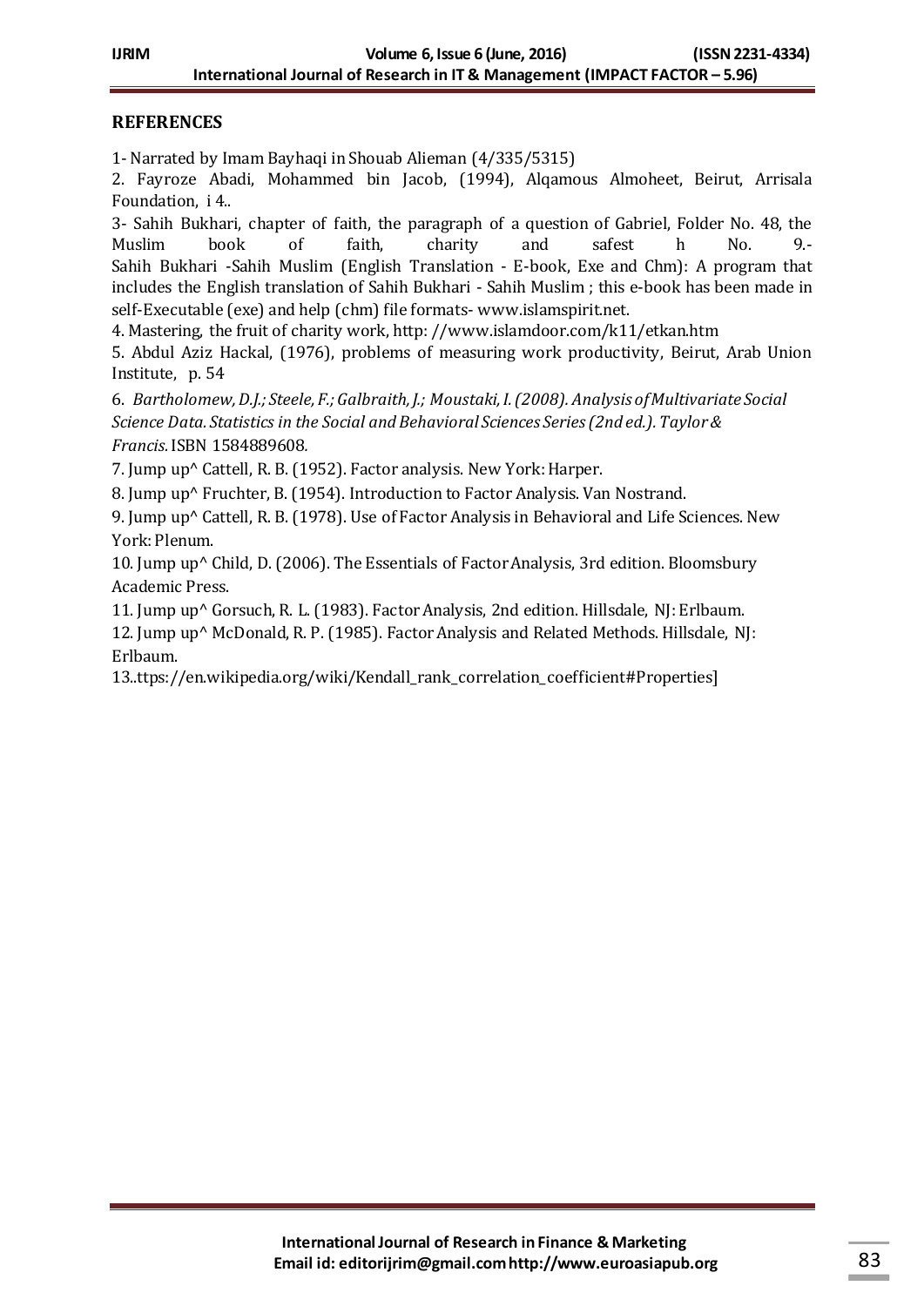## REFERENCES

1- Narrated by Imam Bayhaqi in Shouab Alieman (4/335/5315)

2. Fayroze Abadi, Mohammed bin Jacob, (1994), Alqamous Almoheet, Beirut, Arrisala Foundation, i 4..

3- Sahih Bukhari, chapter of faith, the paragraph of a question of Gabriel, Folder No. 48, the Muslim book of faith, charity and safest h No. 9.- Sahih Bukhari -Sahih Muslim (English Translation - E-book, Exe and Chm): A program that includes the English translation of Sahih Bukhari - Sahih Muslim ; this e-book has been made in self-Executable (exe) and help (chm) file formats- www.islamspirit.net.

4. Mastering, the fruit of charity work, http: //www.islamdoor.com/k11/etkan.htm

5. Abdul Aziz Hackal, (1976), problems of measuring work productivity, Beirut, Arab Union Institute, p. 54

6. *Bartholomew, D.J.; Steele, F.; Galbraith, J.; Moustaki, I. (2008). Analysis of Multivariate Social Science Data. Statistics in the Social and Behavioral Sciences Series (2nd ed.). Taylor & Francis.* ISBN 1584889608.

7. Jump up^ Cattell, R. B. (1952). Factor analysis. New York: Harper.

8. Jump up^ Fruchter, B. (1954). Introduction to Factor Analysis. Van Nostrand.

9. Jump up^ Cattell, R. B. (1978). Use of Factor Analysis in Behavioral and Life Sciences. New York: Plenum.

10. Jump up^ Child, D. (2006). The Essentials of Factor Analysis, 3rd edition. Bloomsbury Academic Press.

11. Jump up^ Gorsuch, R. L. (1983). Factor Analysis, 2nd edition. Hillsdale, NJ: Erlbaum.

12. Jump up^ McDonald, R. P. (1985). Factor Analysis and Related Methods. Hillsdale, NJ: Erlbaum.

13..ttps://en.wikipedia.org/wiki/Kendall_rank_correlation_coefficient#Properties]